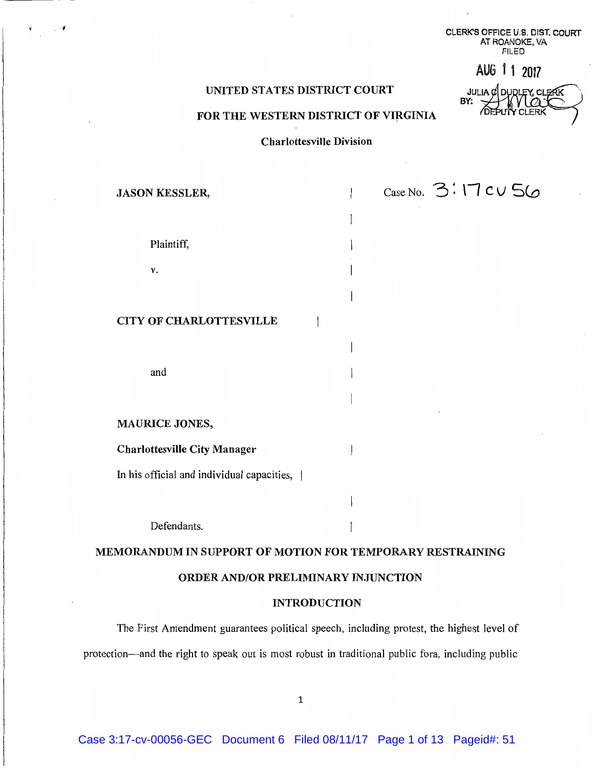CLERK'S OFFICE U.S. DIST. COURT
AT ROANOKE, VA
FILED

AUG 11 2017

JULIA C. DUDLEY, CLERK
BY: [signature]
DEPUTY CLERK

UNITED STATES DISTRICT COURT

FOR THE WESTERN DISTRICT OF VIRGINIA

Charlottesville Division

**JASON KESSLER,**

Plaintiff,

v.

**CITY OF CHARLOTTESVILLE**

and

**MAURICE JONES,**

**Charlottesville City Manager**

In his official and individual capacities,

Defendants.

Case No. 3:17cv56

## MEMORANDUM IN SUPPORT OF MOTION FOR TEMPORARY RESTRAINING ORDER AND/OR PRELIMINARY INJUNCTION

### INTRODUCTION

The First Amendment guarantees political speech, including protest, the highest level of protection—and the right to speak out is most robust in traditional public fora, including public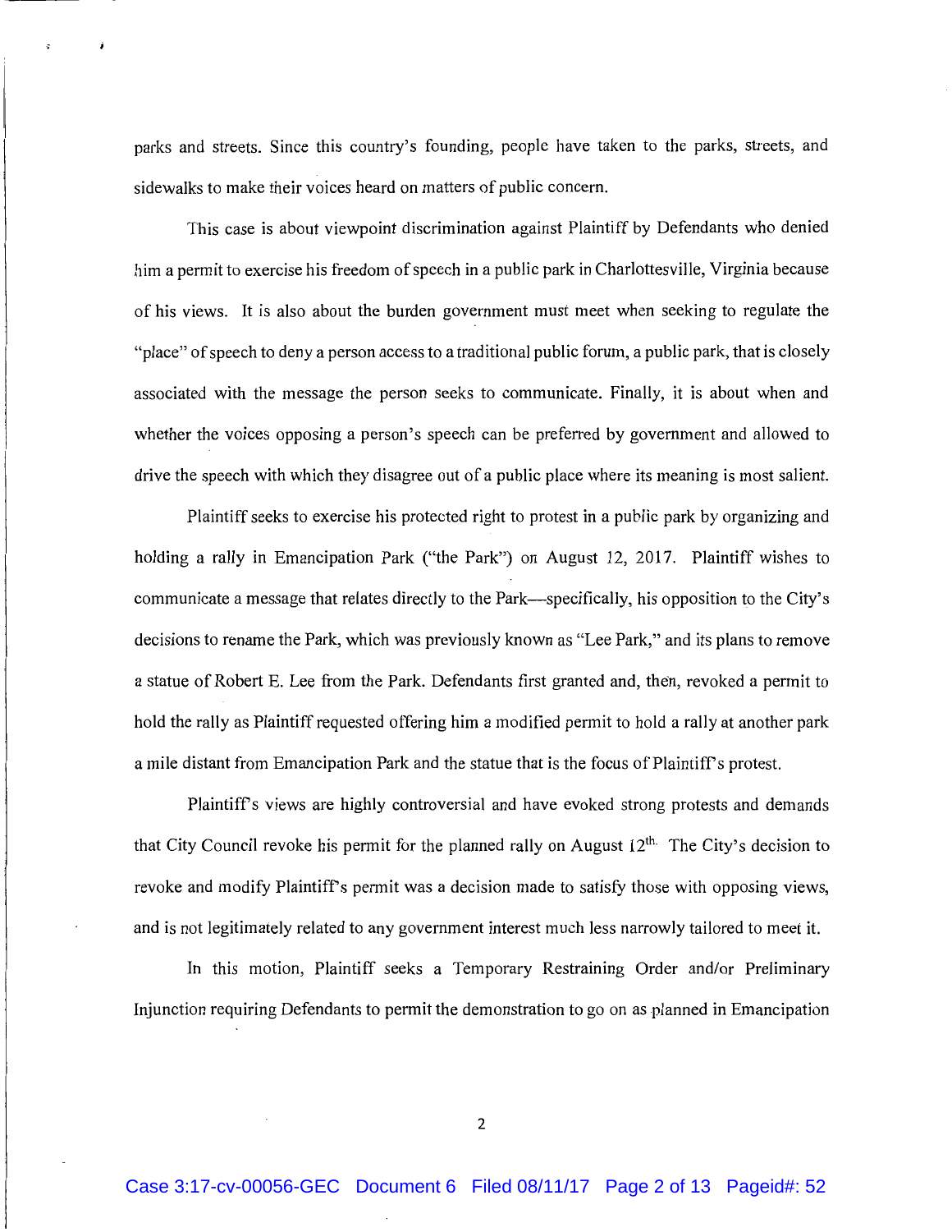parks and streets. Since this country's founding, people have taken to the parks, streets, and sidewalks to make their voices heard on matters of public concern.

This case is about viewpoint discrimination against Plaintiff by Defendants who denied him a permit to exercise his freedom of speech in a public park in Charlottesville, Virginia because of his views. It is also about the burden government must meet when seeking to regulate the "place" of speech to deny a person access to a traditional public forum, a public park, that is closely associated with the message the person seeks to communicate. Finally, it is about when and whether the voices opposing a person's speech can be preferred by government and allowed to drive the speech with which they disagree out of a public place where its meaning is most salient.

Plaintiff seeks to exercise his protected right to protest in a public park by organizing and holding a rally in Emancipation Park ("the Park") on August 12, 2017. Plaintiff wishes to communicate a message that relates directly to the Park—specifically, his opposition to the City's decisions to rename the Park, which was previously known as "Lee Park," and its plans to remove a statue of Robert E. Lee from the Park. Defendants first granted and, then, revoked a permit to hold the rally as Plaintiff requested offering him a modified permit to hold a rally at another park a mile distant from Emancipation Park and the statue that is the focus of Plaintiff's protest.

Plaintiff's views are highly controversial and have evoked strong protests and demands that City Council revoke his permit for the planned rally on August 12th. The City's decision to revoke and modify Plaintiff's permit was a decision made to satisfy those with opposing views, and is not legitimately related to any government interest much less narrowly tailored to meet it.

In this motion, Plaintiff seeks a Temporary Restraining Order and/or Preliminary Injunction requiring Defendants to permit the demonstration to go on as planned in Emancipation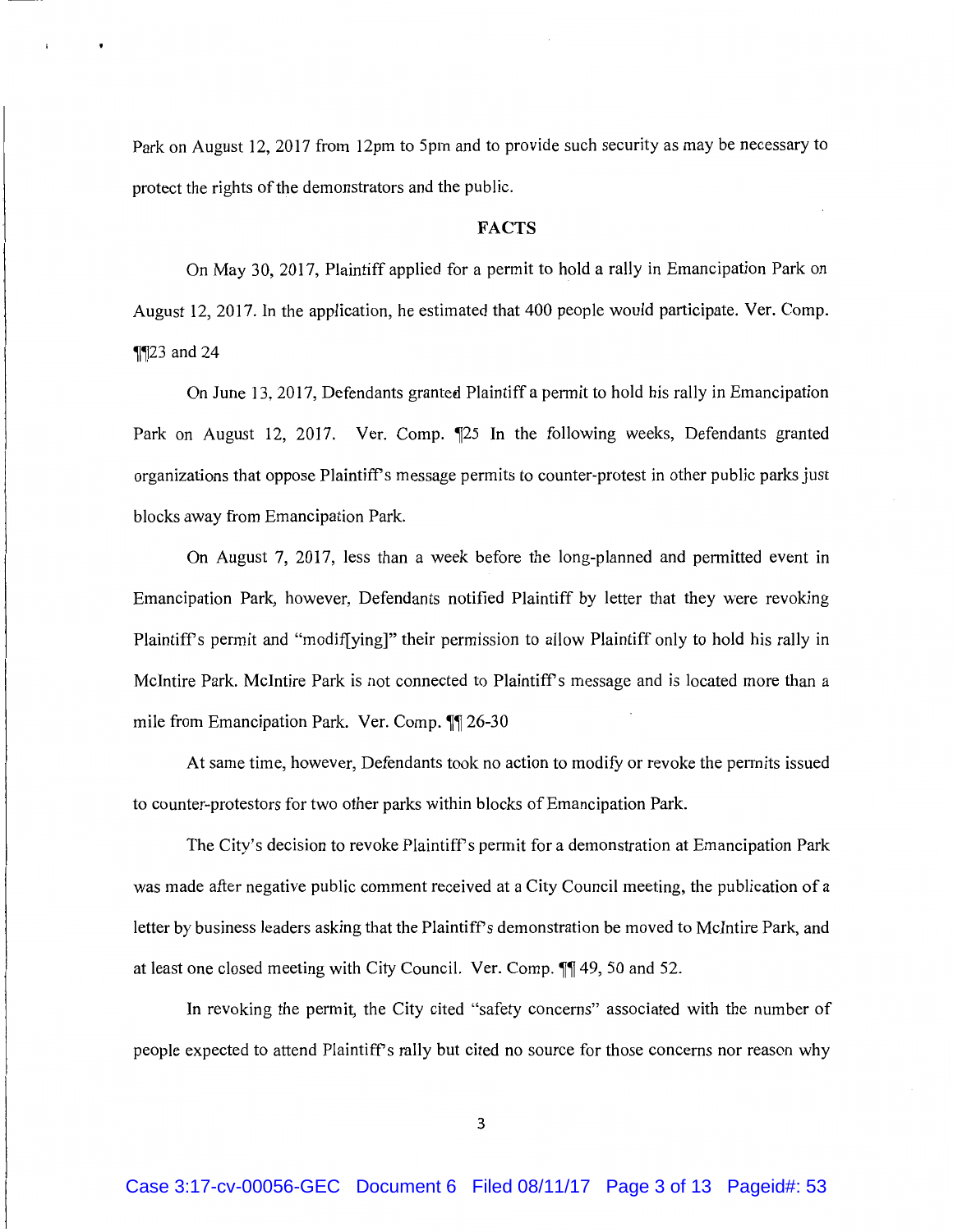Park on August 12, 2017 from 12pm to 5pm and to provide such security as may be necessary to protect the rights of the demonstrators and the public.

## FACTS

On May 30, 2017, Plaintiff applied for a permit to hold a rally in Emancipation Park on August 12, 2017. In the application, he estimated that 400 people would participate. Ver. Comp. ¶¶23 and 24

On June 13, 2017, Defendants granted Plaintiff a permit to hold his rally in Emancipation Park on August 12, 2017. Ver. Comp. ¶25 In the following weeks, Defendants granted organizations that oppose Plaintiff's message permits to counter-protest in other public parks just blocks away from Emancipation Park.

On August 7, 2017, less than a week before the long-planned and permitted event in Emancipation Park, however, Defendants notified Plaintiff by letter that they were revoking Plaintiff's permit and "modif[ying]" their permission to allow Plaintiff only to hold his rally in McIntire Park. McIntire Park is not connected to Plaintiff's message and is located more than a mile from Emancipation Park. Ver. Comp. ¶¶ 26-30

At same time, however, Defendants took no action to modify or revoke the permits issued to counter-protestors for two other parks within blocks of Emancipation Park.

The City's decision to revoke Plaintiff's permit for a demonstration at Emancipation Park was made after negative public comment received at a City Council meeting, the publication of a letter by business leaders asking that the Plaintiff's demonstration be moved to McIntire Park, and at least one closed meeting with City Council. Ver. Comp. ¶¶ 49, 50 and 52.

In revoking the permit, the City cited "safety concerns" associated with the number of people expected to attend Plaintiff's rally but cited no source for those concerns nor reason why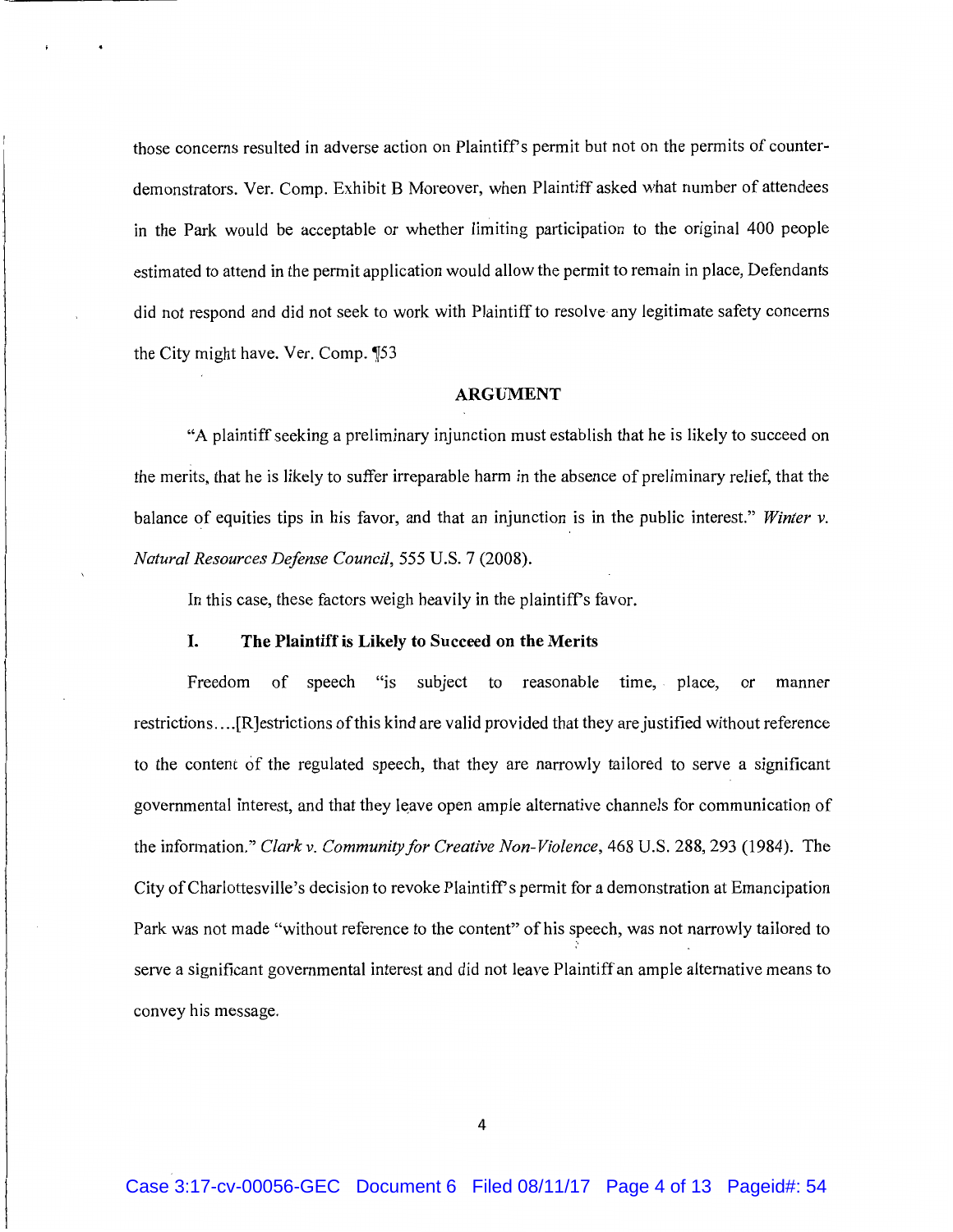those concerns resulted in adverse action on Plaintiff's permit but not on the permits of counter-demonstrators. Ver. Comp. Exhibit B Moreover, when Plaintiff asked what number of attendees in the Park would be acceptable or whether limiting participation to the original 400 people estimated to attend in the permit application would allow the permit to remain in place, Defendants did not respond and did not seek to work with Plaintiff to resolve any legitimate safety concerns the City might have. Ver. Comp. ¶53

**ARGUMENT**

"A plaintiff seeking a preliminary injunction must establish that he is likely to succeed on the merits, that he is likely to suffer irreparable harm in the absence of preliminary relief, that the balance of equities tips in his favor, and that an injunction is in the public interest." *Winter v. Natural Resources Defense Council*, 555 U.S. 7 (2008).

In this case, these factors weigh heavily in the plaintiff's favor.

**I. The Plaintiff is Likely to Succeed on the Merits**

Freedom of speech "is subject to reasonable time, place, or manner restrictions....[R]estrictions of this kind are valid provided that they are justified without reference to the content of the regulated speech, that they are narrowly tailored to serve a significant governmental interest, and that they leave open ample alternative channels for communication of the information." *Clark v. Community for Creative Non-Violence*, 468 U.S. 288, 293 (1984). The City of Charlottesville's decision to revoke Plaintiff's permit for a demonstration at Emancipation Park was not made "without reference to the content" of his speech, was not narrowly tailored to serve a significant governmental interest and did not leave Plaintiff an ample alternative means to convey his message.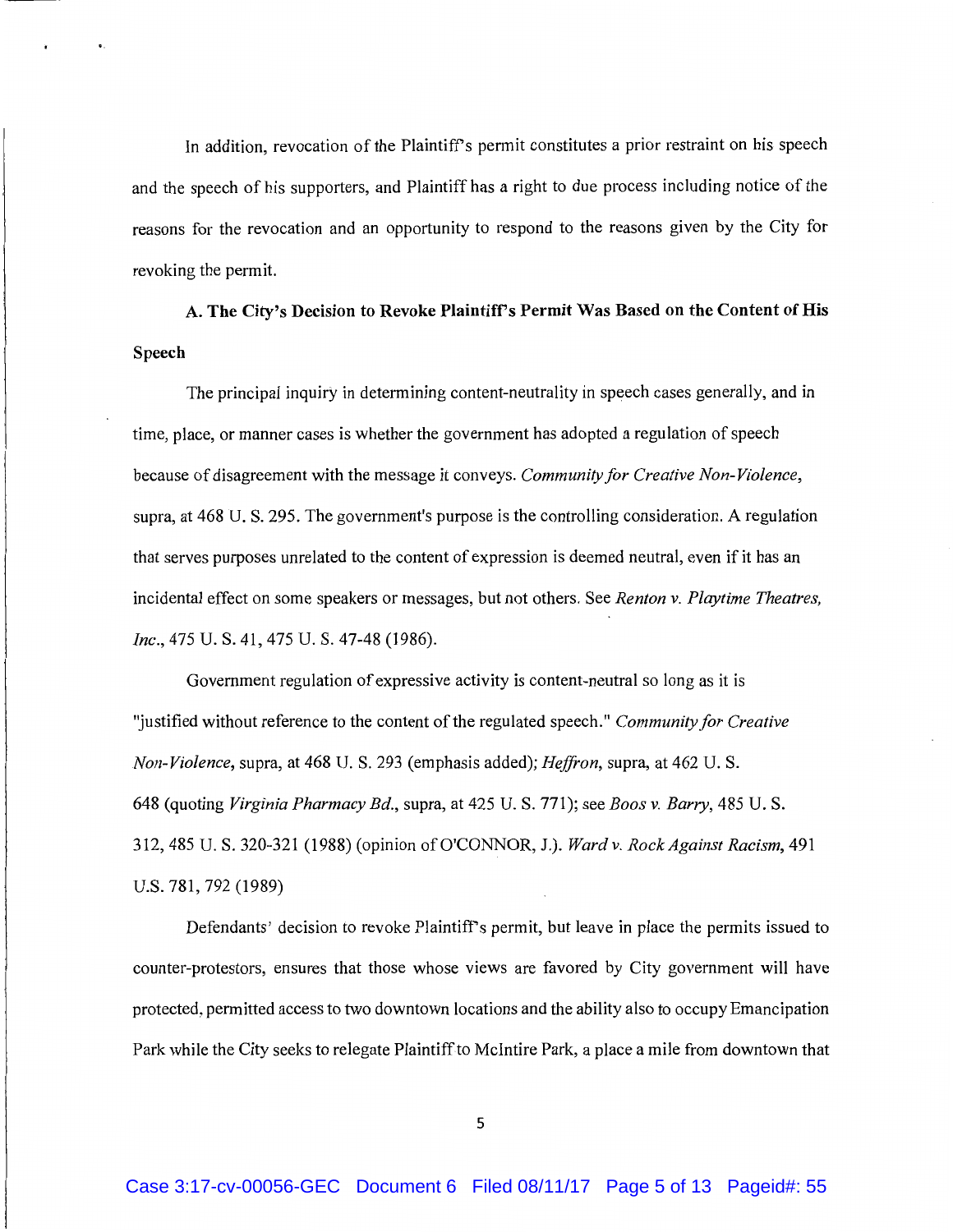In addition, revocation of the Plaintiff's permit constitutes a prior restraint on his speech and the speech of his supporters, and Plaintiff has a right to due process including notice of the reasons for the revocation and an opportunity to respond to the reasons given by the City for revoking the permit.

**A. The City's Decision to Revoke Plaintiff's Permit Was Based on the Content of His Speech**

The principal inquiry in determining content-neutrality in speech cases generally, and in time, place, or manner cases is whether the government has adopted a regulation of speech because of disagreement with the message it conveys. *Community for Creative Non-Violence*, supra, at 468 U. S. 295. The government's purpose is the controlling consideration. A regulation that serves purposes unrelated to the content of expression is deemed neutral, even if it has an incidental effect on some speakers or messages, but not others. See *Renton v. Playtime Theatres, Inc.*, 475 U. S. 41, 475 U. S. 47-48 (1986).

Government regulation of expressive activity is content-neutral so long as it is "justified without reference to the content of the regulated speech." *Community for Creative Non-Violence*, supra, at 468 U. S. 293 (emphasis added); *Heffron*, supra, at 462 U. S. 648 (quoting *Virginia Pharmacy Bd.*, supra, at 425 U. S. 771); see *Boos v. Barry*, 485 U. S. 312, 485 U. S. 320-321 (1988) (opinion of O'CONNOR, J.). *Ward v. Rock Against Racism*, 491 U.S. 781, 792 (1989)

Defendants' decision to revoke Plaintiff's permit, but leave in place the permits issued to counter-protestors, ensures that those whose views are favored by City government will have protected, permitted access to two downtown locations and the ability also to occupy Emancipation Park while the City seeks to relegate Plaintiff to McIntire Park, a place a mile from downtown that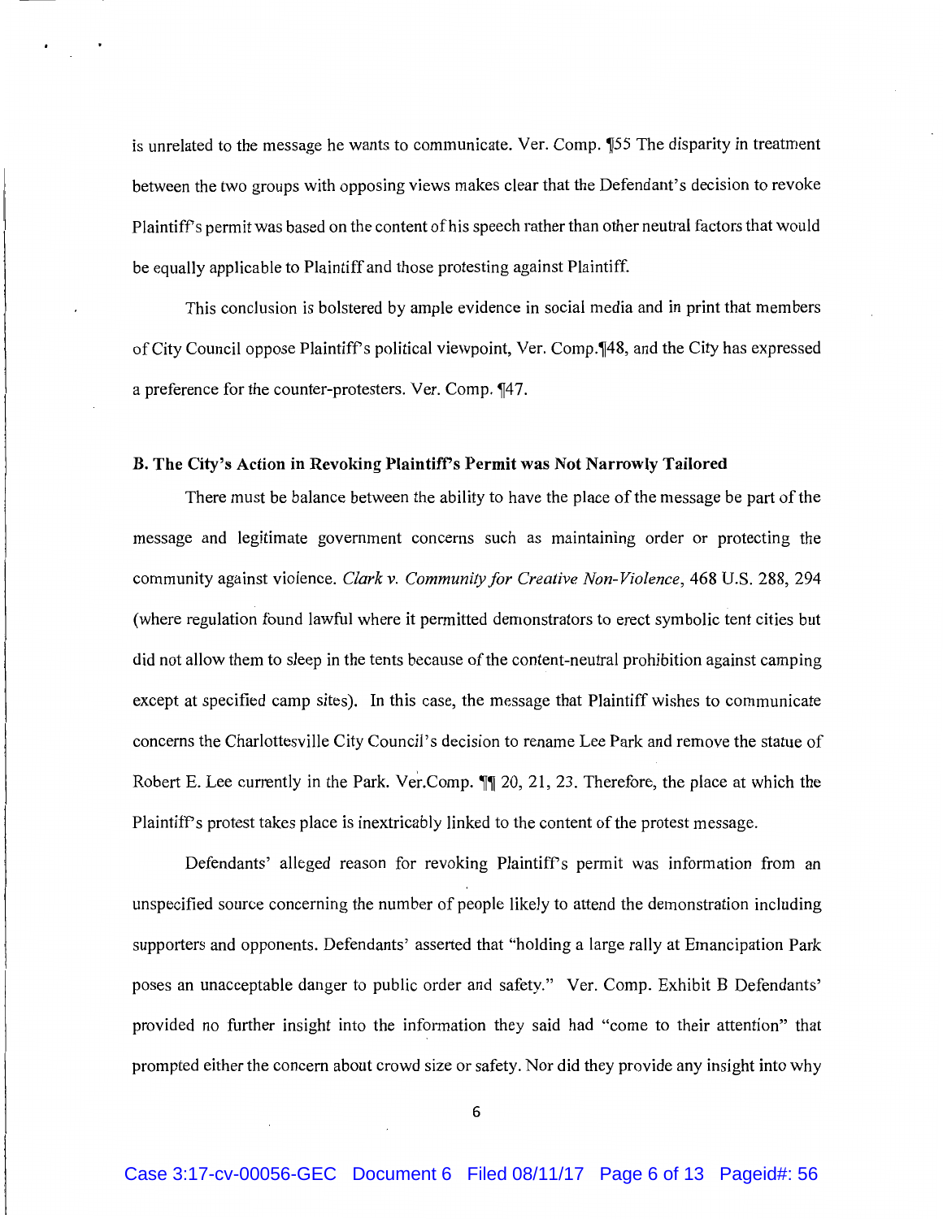is unrelated to the message he wants to communicate. Ver. Comp. ¶55 The disparity in treatment between the two groups with opposing views makes clear that the Defendant's decision to revoke Plaintiff's permit was based on the content of his speech rather than other neutral factors that would be equally applicable to Plaintiff and those protesting against Plaintiff.

This conclusion is bolstered by ample evidence in social media and in print that members of City Council oppose Plaintiff's political viewpoint, Ver. Comp.¶48, and the City has expressed a preference for the counter-protesters. Ver. Comp. ¶47.

**B. The City's Action in Revoking Plaintiff's Permit was Not Narrowly Tailored**

There must be balance between the ability to have the place of the message be part of the message and legitimate government concerns such as maintaining order or protecting the community against violence. *Clark v. Community for Creative Non-Violence*, 468 U.S. 288, 294 (where regulation found lawful where it permitted demonstrators to erect symbolic tent cities but did not allow them to sleep in the tents because of the content-neutral prohibition against camping except at specified camp sites). In this case, the message that Plaintiff wishes to communicate concerns the Charlottesville City Council's decision to rename Lee Park and remove the statue of Robert E. Lee currently in the Park. Ver.Comp. ¶¶ 20, 21, 23. Therefore, the place at which the Plaintiff's protest takes place is inextricably linked to the content of the protest message.

Defendants' alleged reason for revoking Plaintiff's permit was information from an unspecified source concerning the number of people likely to attend the demonstration including supporters and opponents. Defendants' asserted that "holding a large rally at Emancipation Park poses an unacceptable danger to public order and safety." Ver. Comp. Exhibit B Defendants' provided no further insight into the information they said had "come to their attention" that prompted either the concern about crowd size or safety. Nor did they provide any insight into why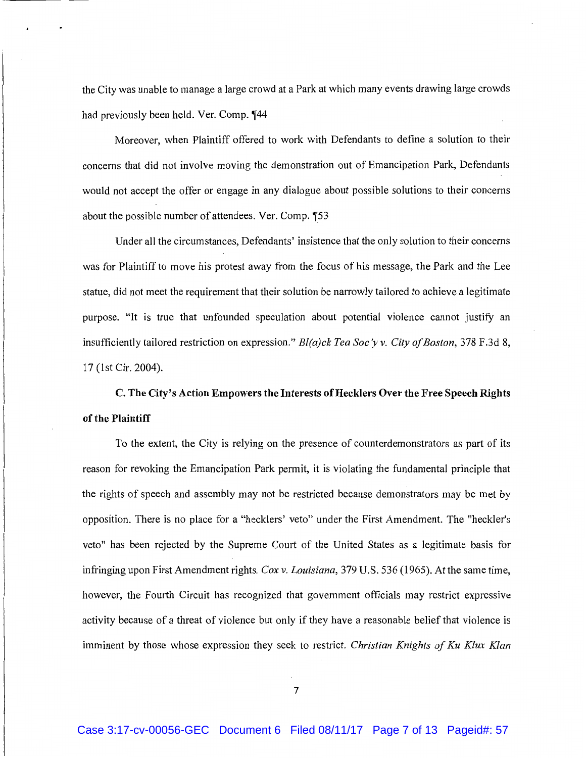the City was unable to manage a large crowd at a Park at which many events drawing large crowds had previously been held. Ver. Comp. ¶44

Moreover, when Plaintiff offered to work with Defendants to define a solution to their concerns that did not involve moving the demonstration out of Emancipation Park, Defendants would not accept the offer or engage in any dialogue about possible solutions to their concerns about the possible number of attendees. Ver. Comp. ¶53

Under all the circumstances, Defendants' insistence that the only solution to their concerns was for Plaintiff to move his protest away from the focus of his message, the Park and the Lee statue, did not meet the requirement that their solution be narrowly tailored to achieve a legitimate purpose. "It is true that unfounded speculation about potential violence cannot justify an insufficiently tailored restriction on expression." *Bl(a)ck Tea Soc'y v. City of Boston*, 378 F.3d 8, 17 (1st Cir. 2004).

**C. The City's Action Empowers the Interests of Hecklers Over the Free Speech Rights of the Plaintiff**

To the extent, the City is relying on the presence of counterdemonstrators as part of its reason for revoking the Emancipation Park permit, it is violating the fundamental principle that the rights of speech and assembly may not be restricted because demonstrators may be met by opposition. There is no place for a "hecklers' veto" under the First Amendment. The "heckler's veto" has been rejected by the Supreme Court of the United States as a legitimate basis for infringing upon First Amendment rights. *Cox v. Louisiana*, 379 U.S. 536 (1965). At the same time, however, the Fourth Circuit has recognized that government officials may restrict expressive activity because of a threat of violence but only if they have a reasonable belief that violence is imminent by those whose expression they seek to restrict. *Christian Knights of Ku Klux Klan*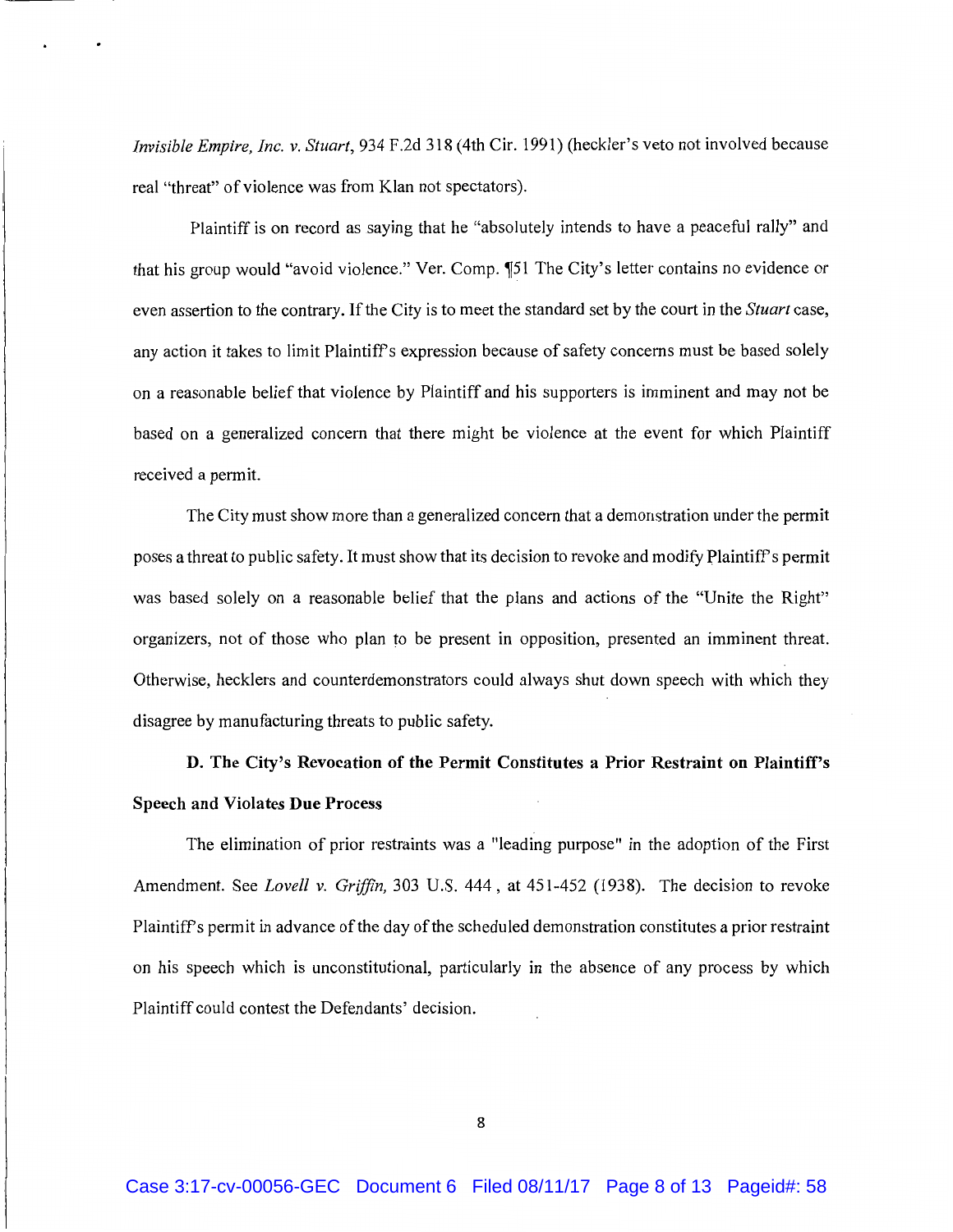*Invisible Empire, Inc. v. Stuart*, 934 F.2d 318 (4th Cir. 1991) (heckler's veto not involved because real "threat" of violence was from Klan not spectators).

Plaintiff is on record as saying that he "absolutely intends to have a peaceful rally" and that his group would "avoid violence." Ver. Comp. ¶51 The City's letter contains no evidence or even assertion to the contrary. If the City is to meet the standard set by the court in the *Stuart* case, any action it takes to limit Plaintiff's expression because of safety concerns must be based solely on a reasonable belief that violence by Plaintiff and his supporters is imminent and may not be based on a generalized concern that there might be violence at the event for which Plaintiff received a permit.

The City must show more than a generalized concern that a demonstration under the permit poses a threat to public safety. It must show that its decision to revoke and modify Plaintiff's permit was based solely on a reasonable belief that the plans and actions of the "Unite the Right" organizers, not of those who plan to be present in opposition, presented an imminent threat. Otherwise, hecklers and counterdemonstrators could always shut down speech with which they disagree by manufacturing threats to public safety.

**D. The City's Revocation of the Permit Constitutes a Prior Restraint on Plaintiff's Speech and Violates Due Process**

The elimination of prior restraints was a "leading purpose" in the adoption of the First Amendment. See *Lovell v. Griffin,* 303 U.S. 444 , at 451-452 (1938). The decision to revoke Plaintiff's permit in advance of the day of the scheduled demonstration constitutes a prior restraint on his speech which is unconstitutional, particularly in the absence of any process by which Plaintiff could contest the Defendants' decision.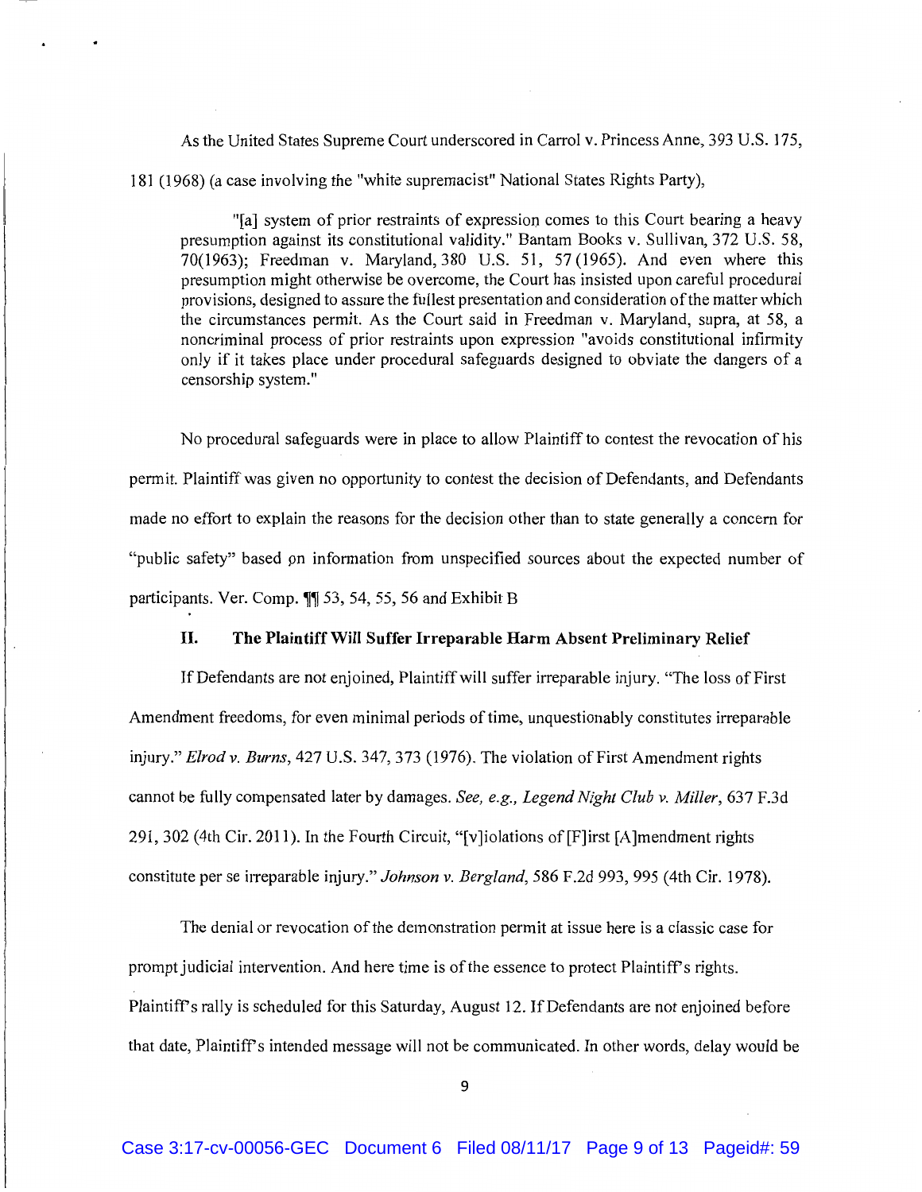As the United States Supreme Court underscored in Carrol v. Princess Anne, 393 U.S. 175, 181 (1968) (a case involving the "white supremacist" National States Rights Party),

> "[a] system of prior restraints of expression comes to this Court bearing a heavy presumption against its constitutional validity." Bantam Books v. Sullivan, 372 U.S. 58, 70(1963); Freedman v. Maryland, 380 U.S. 51, 57 (1965). And even where this presumption might otherwise be overcome, the Court has insisted upon careful procedural provisions, designed to assure the fullest presentation and consideration of the matter which the circumstances permit. As the Court said in Freedman v. Maryland, supra, at 58, a noncriminal process of prior restraints upon expression "avoids constitutional infirmity only if it takes place under procedural safeguards designed to obviate the dangers of a censorship system."

No procedural safeguards were in place to allow Plaintiff to contest the revocation of his permit. Plaintiff was given no opportunity to contest the decision of Defendants, and Defendants made no effort to explain the reasons for the decision other than to state generally a concern for "public safety" based on information from unspecified sources about the expected number of participants. Ver. Comp. ¶¶ 53, 54, 55, 56 and Exhibit B

## II. The Plaintiff Will Suffer Irreparable Harm Absent Preliminary Relief

If Defendants are not enjoined, Plaintiff will suffer irreparable injury. "The loss of First Amendment freedoms, for even minimal periods of time, unquestionably constitutes irreparable injury." *Elrod v. Burns*, 427 U.S. 347, 373 (1976). The violation of First Amendment rights cannot be fully compensated later by damages. *See, e.g., Legend Night Club v. Miller*, 637 F.3d 291, 302 (4th Cir. 2011). In the Fourth Circuit, "[v]iolations of [F]irst [A]mendment rights constitute per se irreparable injury." *Johnson v. Bergland*, 586 F.2d 993, 995 (4th Cir. 1978).

The denial or revocation of the demonstration permit at issue here is a classic case for prompt judicial intervention. And here time is of the essence to protect Plaintiff's rights. Plaintiff's rally is scheduled for this Saturday, August 12. If Defendants are not enjoined before that date, Plaintiff's intended message will not be communicated. In other words, delay would be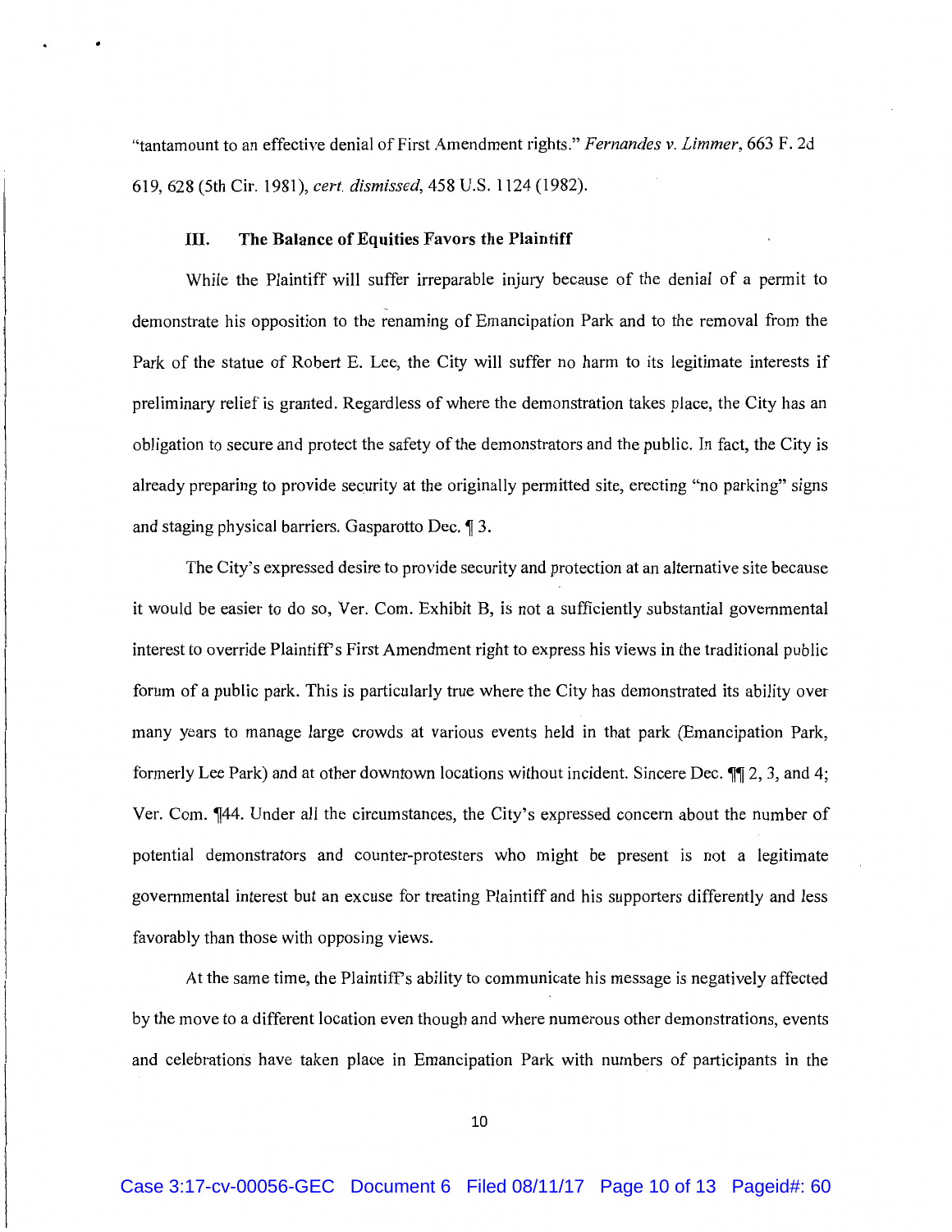"tantamount to an effective denial of First Amendment rights." *Fernandes v. Limmer*, 663 F. 2d 619, 628 (5th Cir. 1981), *cert. dismissed*, 458 U.S. 1124 (1982).

### III. The Balance of Equities Favors the Plaintiff

While the Plaintiff will suffer irreparable injury because of the denial of a permit to demonstrate his opposition to the renaming of Emancipation Park and to the removal from the Park of the statue of Robert E. Lee, the City will suffer no harm to its legitimate interests if preliminary relief is granted. Regardless of where the demonstration takes place, the City has an obligation to secure and protect the safety of the demonstrators and the public. In fact, the City is already preparing to provide security at the originally permitted site, erecting "no parking" signs and staging physical barriers. Gasparotto Dec. ¶ 3.

The City's expressed desire to provide security and protection at an alternative site because it would be easier to do so, Ver. Com. Exhibit B, is not a sufficiently substantial governmental interest to override Plaintiff's First Amendment right to express his views in the traditional public forum of a public park. This is particularly true where the City has demonstrated its ability over many years to manage large crowds at various events held in that park (Emancipation Park, formerly Lee Park) and at other downtown locations without incident. Sincere Dec. ¶¶ 2, 3, and 4; Ver. Com. ¶44. Under all the circumstances, the City's expressed concern about the number of potential demonstrators and counter-protesters who might be present is not a legitimate governmental interest but an excuse for treating Plaintiff and his supporters differently and less favorably than those with opposing views.

At the same time, the Plaintiff's ability to communicate his message is negatively affected by the move to a different location even though and where numerous other demonstrations, events and celebrations have taken place in Emancipation Park with numbers of participants in the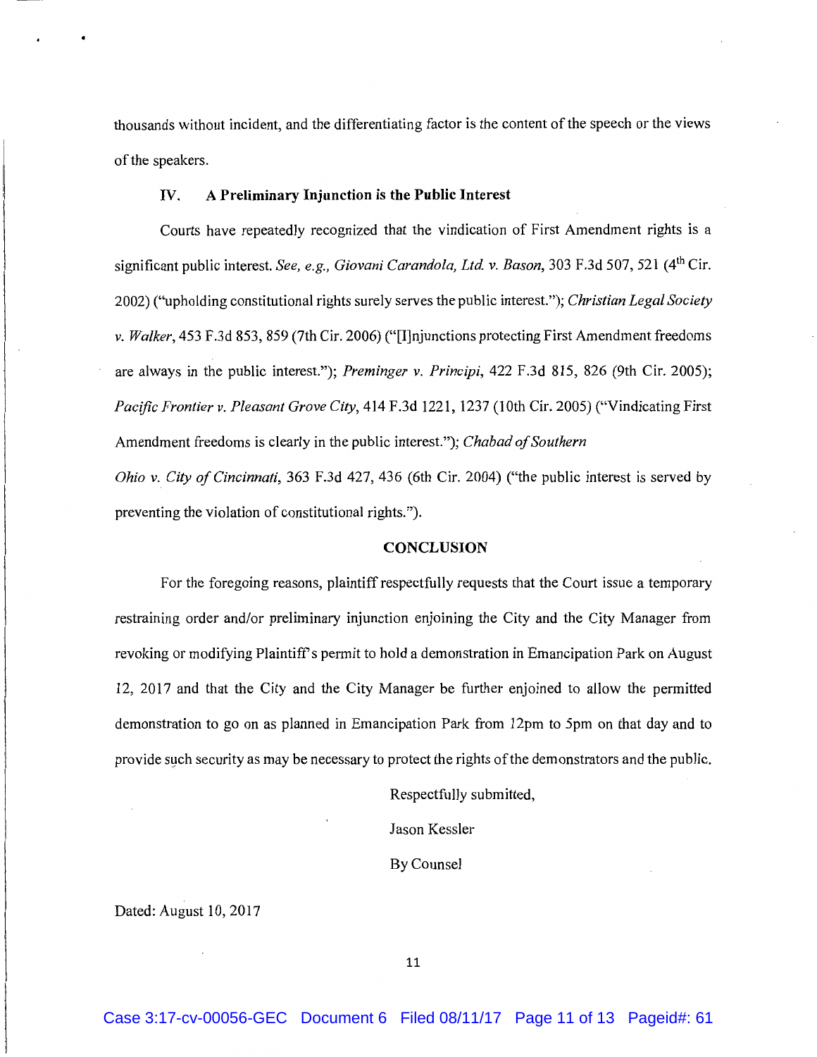thousands without incident, and the differentiating factor is the content of the speech or the views of the speakers.

## IV. A Preliminary Injunction is the Public Interest

Courts have repeatedly recognized that the vindication of First Amendment rights is a significant public interest. *See, e.g., Giovani Carandola, Ltd. v. Bason*, 303 F.3d 507, 521 (4th Cir. 2002) ("upholding constitutional rights surely serves the public interest."); *Christian Legal Society v. Walker*, 453 F.3d 853, 859 (7th Cir. 2006) ("[I]njunctions protecting First Amendment freedoms are always in the public interest."); *Preminger v. Principi*, 422 F.3d 815, 826 (9th Cir. 2005); *Pacific Frontier v. Pleasant Grove City*, 414 F.3d 1221, 1237 (10th Cir. 2005) ("Vindicating First Amendment freedoms is clearly in the public interest."); *Chabad of Southern Ohio v. City of Cincinnati*, 363 F.3d 427, 436 (6th Cir. 2004) ("the public interest is served by preventing the violation of constitutional rights.").

## CONCLUSION

For the foregoing reasons, plaintiff respectfully requests that the Court issue a temporary restraining order and/or preliminary injunction enjoining the City and the City Manager from revoking or modifying Plaintiff's permit to hold a demonstration in Emancipation Park on August 12, 2017 and that the City and the City Manager be further enjoined to allow the permitted demonstration to go on as planned in Emancipation Park from 12pm to 5pm on that day and to provide such security as may be necessary to protect the rights of the demonstrators and the public.

Respectfully submitted,

Jason Kessler

By Counsel

Dated: August 10, 2017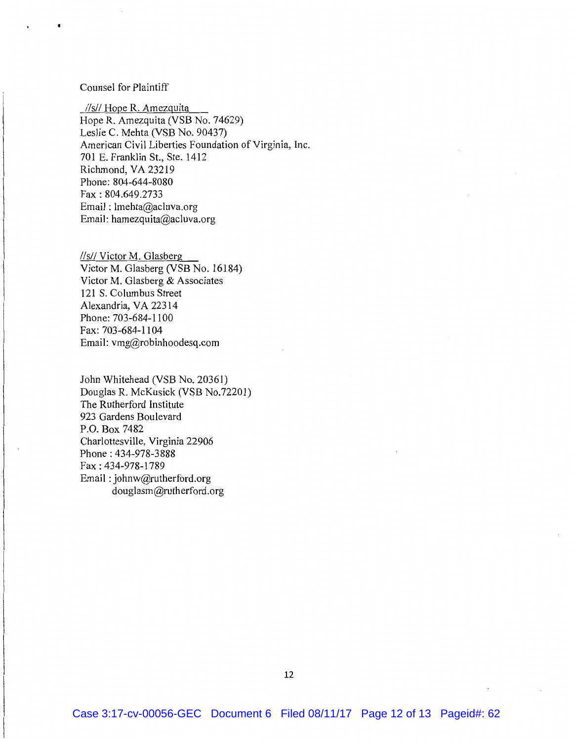Counsel for Plaintiff

//s// Hope R. Amezquita
Hope R. Amezquita (VSB No. 74629)
Leslie C. Mehta (VSB No. 90437)
American Civil Liberties Foundation of Virginia, Inc.
701 E. Franklin St., Ste. 1412
Richmond, VA 23219
Phone: 804-644-8080
Fax : 804.649.2733
Email : lmehta@acluva.org
Email: hamezquita@acluva.org

//s// Victor M. Glasberg
Victor M. Glasberg (VSB No. 16184)
Victor M. Glasberg & Associates
121 S. Columbus Street
Alexandria, VA 22314
Phone: 703-684-1100
Fax: 703-684-1104
Email: vmg@robinhoodesq.com

John Whitehead (VSB No. 20361)
Douglas R. McKusick (VSB No.72201)
The Rutherford Institute
923 Gardens Boulevard
P.O. Box 7482
Charlottesville, Virginia 22906
Phone : 434-978-3888
Fax : 434-978-1789
Email : johnw@rutherford.org
douglasm@rutherford.org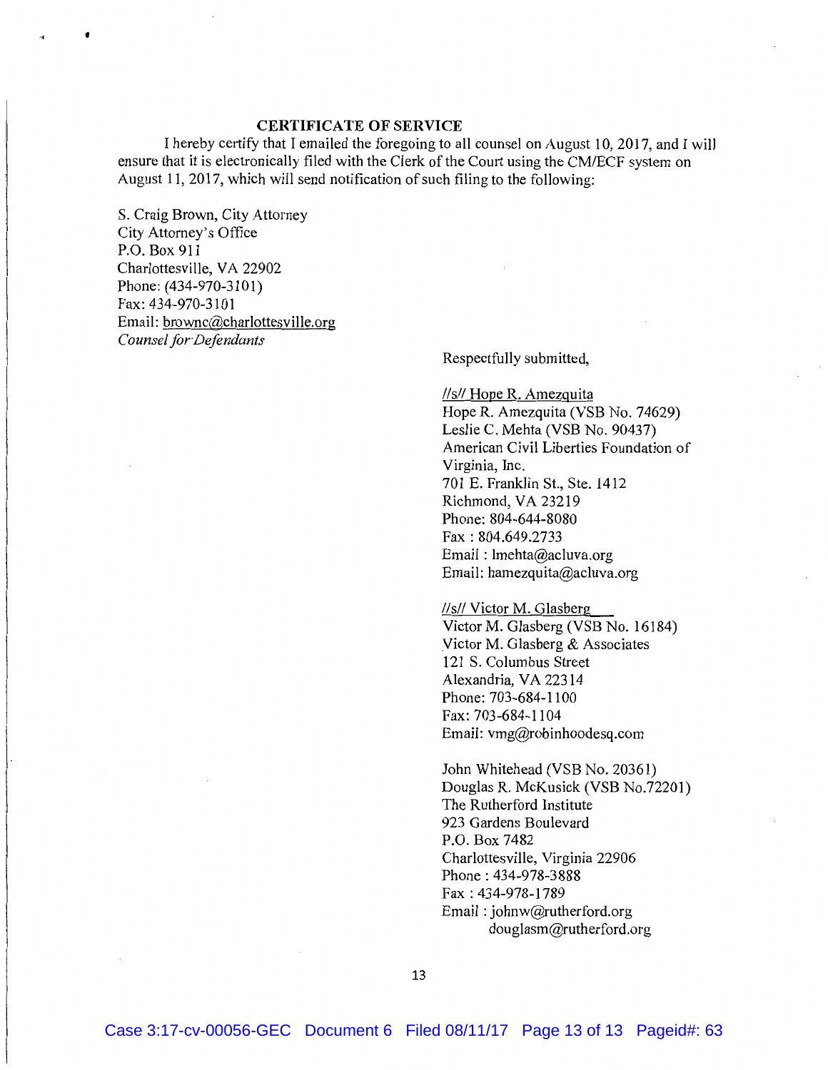## CERTIFICATE OF SERVICE

I hereby certify that I emailed the foregoing to all counsel on August 10, 2017, and I will ensure that it is electronically filed with the Clerk of the Court using the CM/ECF system on August 11, 2017, which will send notification of such filing to the following:

S. Craig Brown, City Attorney
City Attorney's Office
P.O. Box 911
Charlottesville, VA 22902
Phone: (434-970-3101)
Fax: 434-970-3101
Email: brownc@charlottesville.org
*Counsel for Defendants*

Respectfully submitted,

//s// Hope R. Amezquita
Hope R. Amezquita (VSB No. 74629)
Leslie C. Mehta (VSB No. 90437)
American Civil Liberties Foundation of Virginia, Inc.
701 E. Franklin St., Ste. 1412
Richmond, VA 23219
Phone: 804-644-8080
Fax : 804.649.2733
Email : lmehta@acluva.org
Email: hamezquita@acluva.org

//s// Victor M. Glasberg
Victor M. Glasberg (VSB No. 16184)
Victor M. Glasberg & Associates
121 S. Columbus Street
Alexandria, VA 22314
Phone: 703-684-1100
Fax: 703-684-1104
Email: vmg@robinhoodesq.com

John Whitehead (VSB No. 20361)
Douglas R. McKusick (VSB No.72201)
The Rutherford Institute
923 Gardens Boulevard
P.O. Box 7482
Charlottesville, Virginia 22906
Phone : 434-978-3888
Fax : 434-978-1789
Email : johnw@rutherford.org
douglasm@rutherford.org